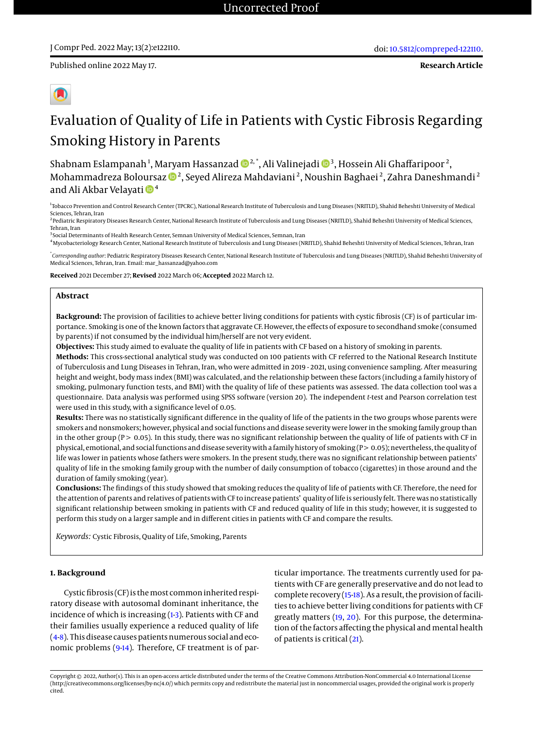J Compr Ped. 2022 May; 13(2):e122110.

doi: 10.5812/compreped-122110.

Published online 2022 May 17.

**Research Article**

# Evaluation of Quality of Life in Patients with Cystic Fibrosis Regarding Smoking History in Parents

Shabnam Eslampanah[1], Maryam Hassanzad[2,*], Ali Valinejadi[3], Hossein Ali Ghaffaripoor[2], Mohammadreza Boloursaz[2], Seyed Alireza Mahdaviani[2], Noushin Baghaei[2], Zahra Daneshmandi[2] and Ali Akbar Velayati[4]

[1]Tobacco Prevention and Control Research Center (TPCRC), National Research Institute of Tuberculosis and Lung Diseases (NRITLD), Shahid Beheshti University of Medical Sciences, Tehran, Iran

[2]Pediatric Respiratory Diseases Research Center, National Research Institute of Tuberculosis and Lung Diseases (NRITLD), Shahid Beheshti University of Medical Sciences, Tehran, Iran

[3]Social Determinants of Health Research Center, Semnan University of Medical Sciences, Semnan, Iran

[4]Mycobacteriology Research Center, National Research Institute of Tuberculosis and Lung Diseases (NRITLD), Shahid Beheshti University of Medical Sciences, Tehran, Iran

[*]*Corresponding author*: Pediatric Respiratory Diseases Research Center, National Research Institute of Tuberculosis and Lung Diseases (NRITLD), Shahid Beheshti University of Medical Sciences, Tehran, Iran. Email: mar_hassanzad@yahoo.com

**Received** 2021 December 27; **Revised** 2022 March 06; **Accepted** 2022 March 12.

## Abstract

**Background:** The provision of facilities to achieve better living conditions for patients with cystic fibrosis (CF) is of particular importance. Smoking is one of the known factors that aggravate CF. However, the effects of exposure to secondhand smoke (consumed by parents) if not consumed by the individual him/herself are not very evident.

**Objectives:** This study aimed to evaluate the quality of life in patients with CF based on a history of smoking in parents.

**Methods:** This cross-sectional analytical study was conducted on 100 patients with CF referred to the National Research Institute of Tuberculosis and Lung Diseases in Tehran, Iran, who were admitted in 2019 - 2021, using convenience sampling. After measuring height and weight, body mass index (BMI) was calculated, and the relationship between these factors (including a family history of smoking, pulmonary function tests, and BMI) with the quality of life of these patients was assessed. The data collection tool was a questionnaire. Data analysis was performed using SPSS software (version 20). The independent *t*-test and Pearson correlation test were used in this study, with a significance level of 0.05.

**Results:** There was no statistically significant difference in the quality of life of the patients in the two groups whose parents were smokers and nonsmokers; however, physical and social functions and disease severity were lower in the smoking family group than in the other group ($P > 0.05$). In this study, there was no significant relationship between the quality of life of patients with CF in physical, emotional, and social functions and disease severity with a family history of smoking ($P > 0.05$); nevertheless, the quality of life was lower in patients whose fathers were smokers. In the present study, there was no significant relationship between patients' quality of life in the smoking family group with the number of daily consumption of tobacco (cigarettes) in those around and the duration of family smoking (year).

**Conclusions:** The findings of this study showed that smoking reduces the quality of life of patients with CF. Therefore, the need for the attention of parents and relatives of patients with CF to increase patients' quality of life is seriously felt. There was no statistically significant relationship between smoking in patients with CF and reduced quality of life in this study; however, it is suggested to perform this study on a larger sample and in different cities in patients with CF and compare the results.

*Keywords:* Cystic Fibrosis, Quality of Life, Smoking, Parents

## 1. Background

Cystic fibrosis (CF) is the most common inherited respiratory disease with autosomal dominant inheritance, the incidence of which is increasing (1-3). Patients with CF and their families usually experience a reduced quality of life (4-8). This disease causes patients numerous social and economic problems (9-14). Therefore, CF treatment is of particular importance. The treatments currently used for patients with CF are generally preservative and do not lead to complete recovery (15-18). As a result, the provision of facilities to achieve better living conditions for patients with CF greatly matters (19, 20). For this purpose, the determination of the factors affecting the physical and mental health of patients is critical (21).

Copyright © 2022, Author(s). This is an open-access article distributed under the terms of the Creative Commons Attribution-NonCommercial 4.0 International License (http://creativecommons.org/licenses/by-nc/4.0/) which permits copy and redistribute the material just in noncommercial usages, provided the original work is properly cited.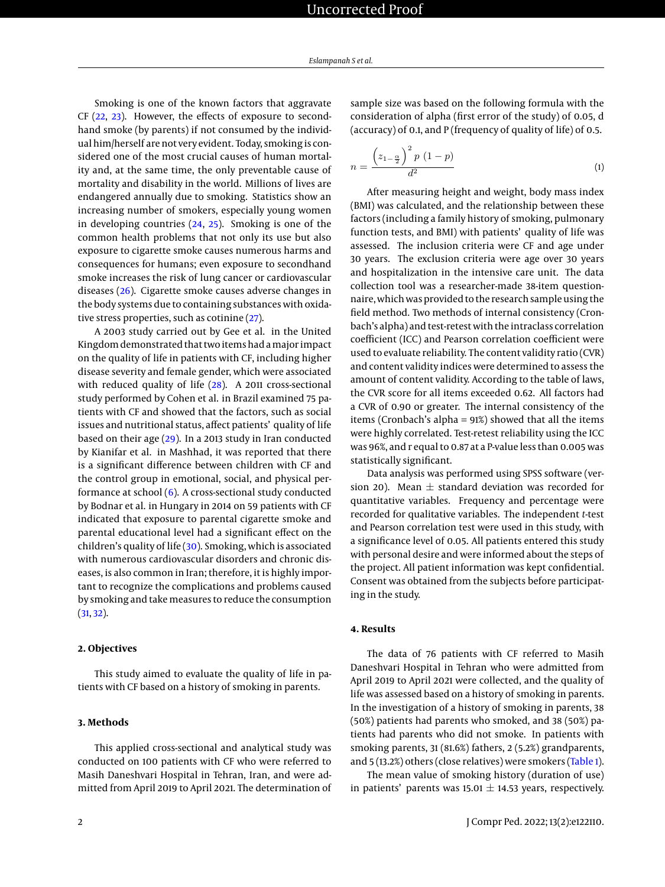Smoking is one of the known factors that aggravate CF (22, 23). However, the effects of exposure to secondhand smoke (by parents) if not consumed by the individual him/herself are not very evident. Today, smoking is considered one of the most crucial causes of human mortality and, at the same time, the only preventable cause of mortality and disability in the world. Millions of lives are endangered annually due to smoking. Statistics show an increasing number of smokers, especially young women in developing countries (24, 25). Smoking is one of the common health problems that not only its use but also exposure to cigarette smoke causes numerous harms and consequences for humans; even exposure to secondhand smoke increases the risk of lung cancer or cardiovascular diseases (26). Cigarette smoke causes adverse changes in the body systems due to containing substances with oxidative stress properties, such as cotinine (27).

A 2003 study carried out by Gee et al. in the United Kingdom demonstrated that two items had a major impact on the quality of life in patients with CF, including higher disease severity and female gender, which were associated with reduced quality of life (28). A 2011 cross-sectional study performed by Cohen et al. in Brazil examined 75 patients with CF and showed that the factors, such as social issues and nutritional status, affect patients' quality of life based on their age (29). In a 2013 study in Iran conducted by Kianifar et al. in Mashhad, it was reported that there is a significant difference between children with CF and the control group in emotional, social, and physical performance at school (6). A cross-sectional study conducted by Bodnar et al. in Hungary in 2014 on 59 patients with CF indicated that exposure to parental cigarette smoke and parental educational level had a significant effect on the children's quality of life (30). Smoking, which is associated with numerous cardiovascular disorders and chronic diseases, is also common in Iran; therefore, it is highly important to recognize the complications and problems caused by smoking and take measures to reduce the consumption (31, 32).

## 2. Objectives

This study aimed to evaluate the quality of life in patients with CF based on a history of smoking in parents.

## 3. Methods

This applied cross-sectional and analytical study was conducted on 100 patients with CF who were referred to Masih Daneshvari Hospital in Tehran, Iran, and were admitted from April 2019 to April 2021. The determination of sample size was based on the following formula with the consideration of alpha (first error of the study) of 0.05, d (accuracy) of 0.1, and P (frequency of quality of life) of 0.5.

$$n = \frac{\left(z_{1-\frac{\alpha}{2}}\right)^2 p\ (1-p)}{d^2} \quad (1)$$

After measuring height and weight, body mass index (BMI) was calculated, and the relationship between these factors (including a family history of smoking, pulmonary function tests, and BMI) with patients' quality of life was assessed. The inclusion criteria were CF and age under 30 years. The exclusion criteria were age over 30 years and hospitalization in the intensive care unit. The data collection tool was a researcher-made 38-item questionnaire, which was provided to the research sample using the field method. Two methods of internal consistency (Cronbach's alpha) and test-retest with the intraclass correlation coefficient (ICC) and Pearson correlation coefficient were used to evaluate reliability. The content validity ratio (CVR) and content validity indices were determined to assess the amount of content validity. According to the table of laws, the CVR score for all items exceeded 0.62. All factors had a CVR of 0.90 or greater. The internal consistency of the items (Cronbach's alpha = 91%) showed that all the items were highly correlated. Test-retest reliability using the ICC was 96%, and r equal to 0.87 at a P-value less than 0.005 was statistically significant.

Data analysis was performed using SPSS software (version 20). Mean $\pm$ standard deviation was recorded for quantitative variables. Frequency and percentage were recorded for qualitative variables. The independent *t*-test and Pearson correlation test were used in this study, with a significance level of 0.05. All patients entered this study with personal desire and were informed about the steps of the project. All patient information was kept confidential. Consent was obtained from the subjects before participating in the study.

## 4. Results

The data of 76 patients with CF referred to Masih Daneshvari Hospital in Tehran who were admitted from April 2019 to April 2021 were collected, and the quality of life was assessed based on a history of smoking in parents. In the investigation of a history of smoking in parents, 38 (50%) patients had parents who smoked, and 38 (50%) patients had parents who did not smoke. In patients with smoking parents, 31 (81.6%) fathers, 2 (5.2%) grandparents, and 5 (13.2%) others (close relatives) were smokers (Table 1).

The mean value of smoking history (duration of use) in patients' parents was 15.01 $\pm$ 14.53 years, respectively.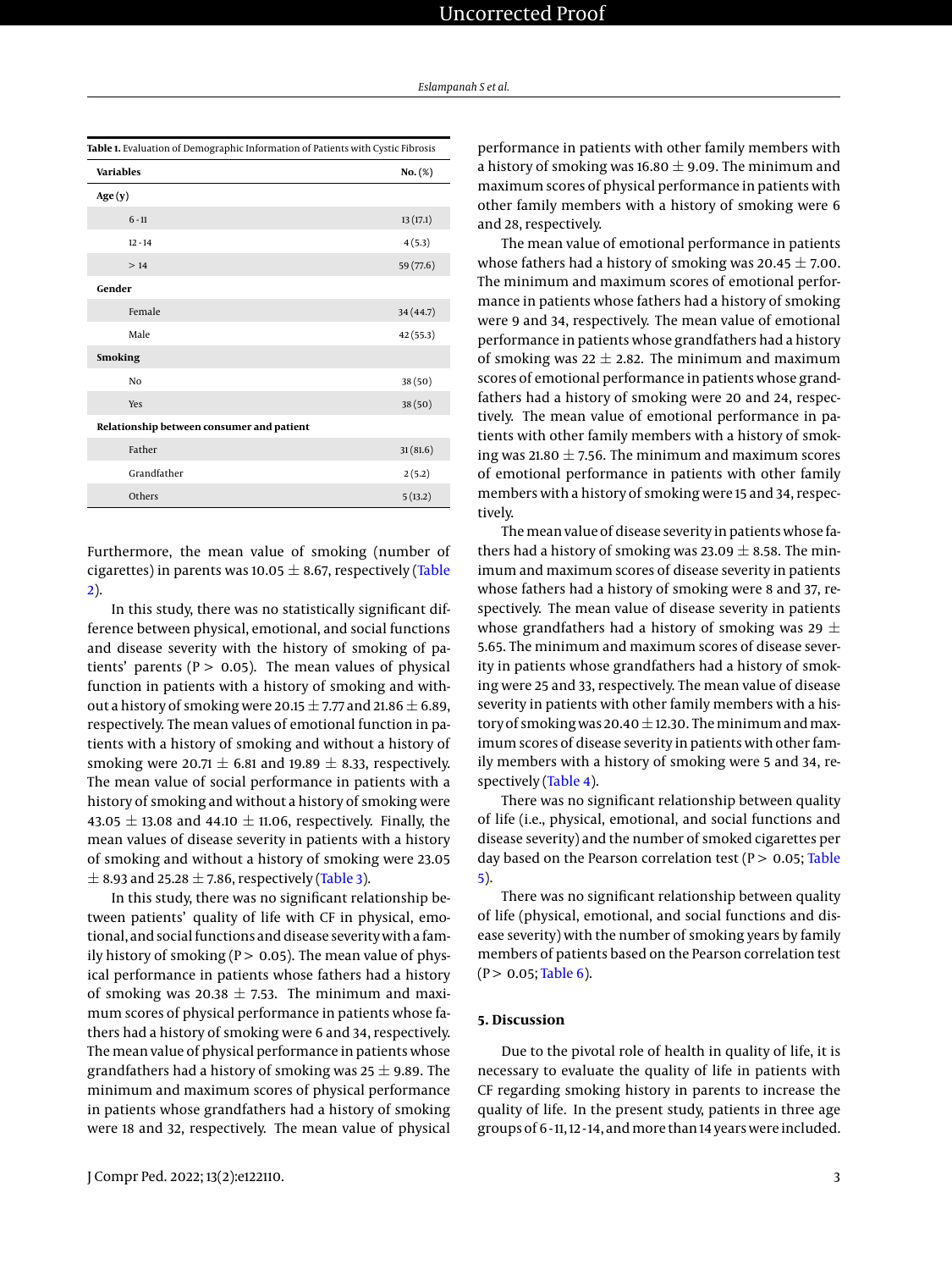**Table 1.** Evaluation of Demographic Information of Patients with Cystic Fibrosis

| Variables | No. (%) |
|---|---|
| **Age (y)** | |
| 6 - 11 | 13 (17.1) |
| 12 - 14 | 4 (5.3) |
| > 14 | 59 (77.6) |
| **Gender** | |
| Female | 34 (44.7) |
| Male | 42 (55.3) |
| **Smoking** | |
| No | 38 (50) |
| Yes | 38 (50) |
| **Relationship between consumer and patient** | |
| Father | 31 (81.6) |
| Grandfather | 2 (5.2) |
| Others | 5 (13.2) |

Furthermore, the mean value of smoking (number of cigarettes) in parents was 10.05 ± 8.67, respectively (Table 2).

In this study, there was no statistically significant difference between physical, emotional, and social functions and disease severity with the history of smoking of patients' parents ($P > 0.05$). The mean values of physical function in patients with a history of smoking and without a history of smoking were 20.15 ± 7.77 and 21.86 ± 6.89, respectively. The mean values of emotional function in patients with a history of smoking and without a history of smoking were 20.71 ± 6.81 and 19.89 ± 8.33, respectively. The mean value of social performance in patients with a history of smoking and without a history of smoking were 43.05 ± 13.08 and 44.10 ± 11.06, respectively. Finally, the mean values of disease severity in patients with a history of smoking and without a history of smoking were 23.05 ± 8.93 and 25.28 ± 7.86, respectively (Table 3).

In this study, there was no significant relationship between patients' quality of life with CF in physical, emotional, and social functions and disease severity with a family history of smoking ($P > 0.05$). The mean value of physical performance in patients whose fathers had a history of smoking was 20.38 ± 7.53. The minimum and maximum scores of physical performance in patients whose fathers had a history of smoking were 6 and 34, respectively. The mean value of physical performance in patients whose grandfathers had a history of smoking was 25 ± 9.89. The minimum and maximum scores of physical performance in patients whose grandfathers had a history of smoking were 18 and 32, respectively. The mean value of physical performance in patients with other family members with a history of smoking was 16.80 ± 9.09. The minimum and maximum scores of physical performance in patients with other family members with a history of smoking were 6 and 28, respectively.

The mean value of emotional performance in patients whose fathers had a history of smoking was 20.45 ± 7.00. The minimum and maximum scores of emotional performance in patients whose fathers had a history of smoking were 9 and 34, respectively. The mean value of emotional performance in patients whose grandfathers had a history of smoking was 22 ± 2.82. The minimum and maximum scores of emotional performance in patients whose grandfathers had a history of smoking were 20 and 24, respectively. The mean value of emotional performance in patients with other family members with a history of smoking was 21.80 ± 7.56. The minimum and maximum scores of emotional performance in patients with other family members with a history of smoking were 15 and 34, respectively.

The mean value of disease severity in patients whose fathers had a history of smoking was 23.09 ± 8.58. The minimum and maximum scores of disease severity in patients whose fathers had a history of smoking were 8 and 37, respectively. The mean value of disease severity in patients whose grandfathers had a history of smoking was 29 ± 5.65. The minimum and maximum scores of disease severity in patients whose grandfathers had a history of smoking were 25 and 33, respectively. The mean value of disease severity in patients with other family members with a history of smoking was 20.40 ± 12.30. The minimum and maximum scores of disease severity in patients with other family members with a history of smoking were 5 and 34, respectively (Table 4).

There was no significant relationship between quality of life (i.e., physical, emotional, and social functions and disease severity) and the number of smoked cigarettes per day based on the Pearson correlation test ($P > 0.05$; Table 5).

There was no significant relationship between quality of life (physical, emotional, and social functions and disease severity) with the number of smoking years by family members of patients based on the Pearson correlation test ($P > 0.05$; Table 6).

## 5. Discussion

Due to the pivotal role of health in quality of life, it is necessary to evaluate the quality of life in patients with CF regarding smoking history in parents to increase the quality of life. In the present study, patients in three age groups of 6 - 11, 12 - 14, and more than 14 years were included.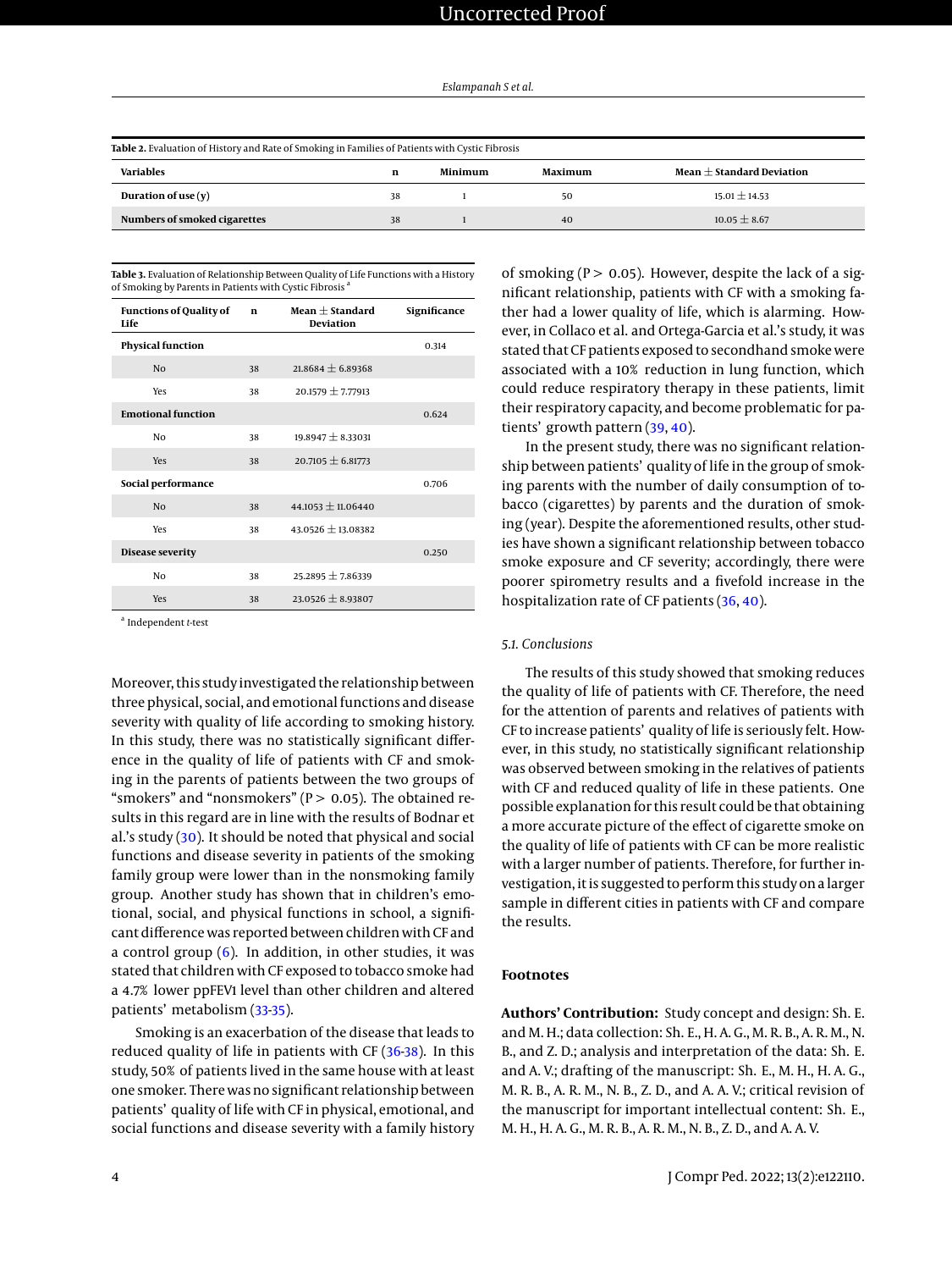**Table 2.** Evaluation of History and Rate of Smoking in Families of Patients with Cystic Fibrosis

| Variables | n | Minimum | Maximum | Mean ± Standard Deviation |
|---|---|---|---|---|
| **Duration of use (y)** | 38 | 1 | 50 | 15.01 ± 14.53 |
| **Numbers of smoked cigarettes** | 38 | 1 | 40 | 10.05 ± 8.67 |

**Table 3.** Evaluation of Relationship Between Quality of Life Functions with a History of Smoking by Parents in Patients with Cystic Fibrosis [a]

| Functions of Quality of Life | n | Mean ± Standard Deviation | Significance |
|---|---|---|---|
| **Physical function** | | | 0.314 |
| No | 38 | 21.8684 ± 6.89368 | |
| Yes | 38 | 20.1579 ± 7.77913 | |
| **Emotional function** | | | 0.624 |
| No | 38 | 19.8947 ± 8.33031 | |
| Yes | 38 | 20.7105 ± 6.81773 | |
| **Social performance** | | | 0.706 |
| No | 38 | 44.1053 ± 11.06440 | |
| Yes | 38 | 43.0526 ± 13.08382 | |
| **Disease severity** | | | 0.250 |
| No | 38 | 25.2895 ± 7.86339 | |
| Yes | 38 | 23.0526 ± 8.93807 | |

[a] Independent *t*-test

Moreover, this study investigated the relationship between three physical, social, and emotional functions and disease severity with quality of life according to smoking history. In this study, there was no statistically significant difference in the quality of life of patients with CF and smoking in the parents of patients between the two groups of "smokers" and "nonsmokers" ($P > 0.05$). The obtained results in this regard are in line with the results of Bodnar et al.'s study (30). It should be noted that physical and social functions and disease severity in patients of the smoking family group were lower than in the nonsmoking family group. Another study has shown that in children's emotional, social, and physical functions in school, a significant difference was reported between children with CF and a control group (6). In addition, in other studies, it was stated that children with CF exposed to tobacco smoke had a 4.7% lower ppFEV1 level than other children and altered patients' metabolism (33-35).

Smoking is an exacerbation of the disease that leads to reduced quality of life in patients with CF (36-38). In this study, 50% of patients lived in the same house with at least one smoker. There was no significant relationship between patients' quality of life with CF in physical, emotional, and social functions and disease severity with a family history of smoking ($P > 0.05$). However, despite the lack of a significant relationship, patients with CF with a smoking father had a lower quality of life, which is alarming. However, in Collaco et al. and Ortega-Garcia et al.'s study, it was stated that CF patients exposed to secondhand smoke were associated with a 10% reduction in lung function, which could reduce respiratory therapy in these patients, limit their respiratory capacity, and become problematic for patients' growth pattern (39, 40).

In the present study, there was no significant relationship between patients' quality of life in the group of smoking parents with the number of daily consumption of tobacco (cigarettes) by parents and the duration of smoking (year). Despite the aforementioned results, other studies have shown a significant relationship between tobacco smoke exposure and CF severity; accordingly, there were poorer spirometry results and a fivefold increase in the hospitalization rate of CF patients (36, 40).

### 5.1. Conclusions

The results of this study showed that smoking reduces the quality of life of patients with CF. Therefore, the need for the attention of parents and relatives of patients with CF to increase patients' quality of life is seriously felt. However, in this study, no statistically significant relationship was observed between smoking in the relatives of patients with CF and reduced quality of life in these patients. One possible explanation for this result could be that obtaining a more accurate picture of the effect of cigarette smoke on the quality of life of patients with CF can be more realistic with a larger number of patients. Therefore, for further investigation, it is suggested to perform this study on a larger sample in different cities in patients with CF and compare the results.

## Footnotes

**Authors' Contribution:** Study concept and design: Sh. E. and M. H.; data collection: Sh. E., H. A. G., M. R. B., A. R. M., N. B., and Z. D.; analysis and interpretation of the data: Sh. E. and A. V.; drafting of the manuscript: Sh. E., M. H., H. A. G., M. R. B., A. R. M., N. B., Z. D., and A. A. V.; critical revision of the manuscript for important intellectual content: Sh. E., M. H., H. A. G., M. R. B., A. R. M., N. B., Z. D., and A. A. V.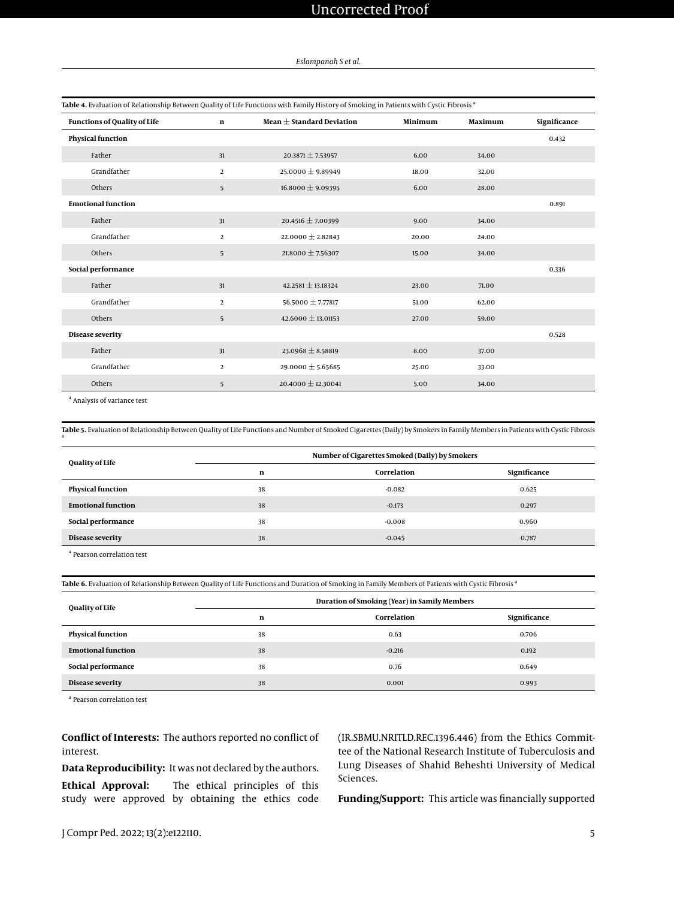**Table 4.** Evaluation of Relationship Between Quality of Life Functions with Family History of Smoking in Patients with Cystic Fibrosis [a]

| Functions of Quality of Life | n | Mean ± Standard Deviation | Minimum | Maximum | Significance |
|---|---|---|---|---|---|
| **Physical function** | | | | | 0.432 |
| Father | 31 | 20.3871 ± 7.53957 | 6.00 | 34.00 | |
| Grandfather | 2 | 25.0000 ± 9.89949 | 18.00 | 32.00 | |
| Others | 5 | 16.8000 ± 9.09395 | 6.00 | 28.00 | |
| **Emotional function** | | | | | 0.891 |
| Father | 31 | 20.4516 ± 7.00399 | 9.00 | 34.00 | |
| Grandfather | 2 | 22.0000 ± 2.82843 | 20.00 | 24.00 | |
| Others | 5 | 21.8000 ± 7.56307 | 15.00 | 34.00 | |
| **Social performance** | | | | | 0.336 |
| Father | 31 | 42.2581 ± 13.18324 | 23.00 | 71.00 | |
| Grandfather | 2 | 56.5000 ± 7.77817 | 51.00 | 62.00 | |
| Others | 5 | 42.6000 ± 13.01153 | 27.00 | 59.00 | |
| **Disease severity** | | | | | 0.528 |
| Father | 31 | 23.0968 ± 8.58819 | 8.00 | 37.00 | |
| Grandfather | 2 | 29.0000 ± 5.65685 | 25.00 | 33.00 | |
| Others | 5 | 20.4000 ± 12.30041 | 5.00 | 34.00 | |

[a] Analysis of variance test

**Table 5.** Evaluation of Relationship Between Quality of Life Functions and Number of Smoked Cigarettes (Daily) by Smokers in Family Members in Patients with Cystic Fibrosis [a]

| Quality of Life | Number of Cigarettes Smoked (Daily) by Smokers | | |
|---|---|---|---|
| | n | Correlation | Significance |
| **Physical function** | 38 | -0.082 | 0.625 |
| **Emotional function** | 38 | -0.173 | 0.297 |
| **Social performance** | 38 | -0.008 | 0.960 |
| **Disease severity** | 38 | -0.045 | 0.787 |

[a] Pearson correlation test

**Table 6.** Evaluation of Relationship Between Quality of Life Functions and Duration of Smoking in Family Members of Patients with Cystic Fibrosis [a]

| Quality of Life | Duration of Smoking (Year) in Samily Members | | |
|---|---|---|---|
| | n | Correlation | Significance |
| **Physical function** | 38 | 0.63 | 0.706 |
| **Emotional function** | 38 | -0.216 | 0.192 |
| **Social performance** | 38 | 0.76 | 0.649 |
| **Disease severity** | 38 | 0.001 | 0.993 |

[a] Pearson correlation test

**Conflict of Interests:** The authors reported no conflict of interest.

**Data Reproducibility:** It was not declared by the authors.

**Ethical Approval:** The ethical principles of this study were approved by obtaining the ethics code (IR.SBMU.NRITLD.REC.1396.446) from the Ethics Committee of the National Research Institute of Tuberculosis and Lung Diseases of Shahid Beheshti University of Medical Sciences.

**Funding/Support:** This article was financially supported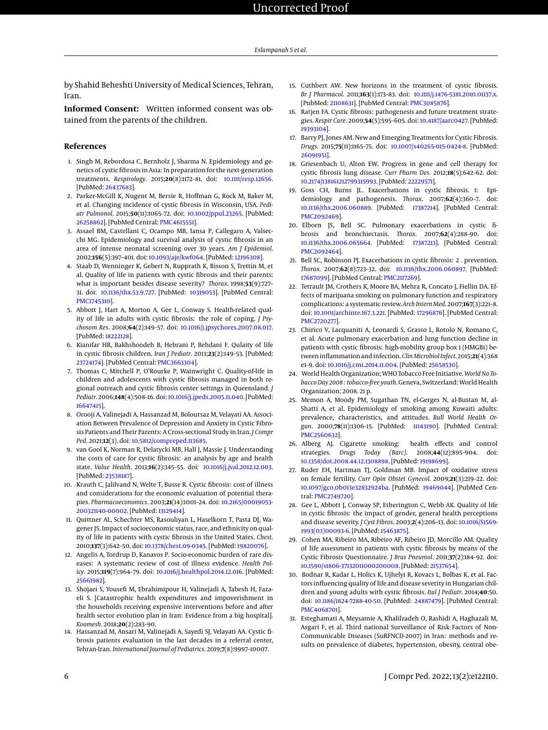by Shahid Beheshti University of Medical Sciences, Tehran, Iran.

**Informed Consent:** Written informed consent was obtained from the parents of the children.

## References

1. Singh M, Rebordosa C, Bernholz J, Sharma N. Epidemiology and genetics of cystic fibrosis in Asia: In preparation for the next-generation treatments. *Respirology*. 2015;**20**(8):1172–81. doi: 10.1111/resp.12656. [PubMed: 26437683].
2. Parker-McGill K, Nugent M, Bersie R, Hoffman G, Rock M, Baker M, et al. Changing incidence of cystic fibrosis in Wisconsin, USA. *Pediatr Pulmonol*. 2015;**50**(11):1065–72. doi: 10.1002/ppul.23265. [PubMed: 26258862]. [PubMed Central: PMC4615551].
3. Assael BM, Castellani C, Ocampo MB, Iansa P, Callegaro A, Valsecchi MG. Epidemiology and survival analysis of cystic fibrosis in an area of intense neonatal screening over 30 years. *Am J Epidemiol*. 2002;**156**(5):397–401. doi: 10.1093/aje/kwf064. [PubMed: 12196308].
4. Staab D, Wenninger K, Gebert N, Rupprath K, Bisson S, Trettin M, et al. Quality of life in patients with cystic fibrosis and their parents: what is important besides disease severity? *Thorax*. 1998;**53**(9):727–31. doi: 10.1136/thx.53.9.727. [PubMed: 10319053]. [PubMed Central: PMC1745310].
5. Abbott J, Hart A, Morton A, Gee L, Conway S. Health-related quality of life in adults with cystic fibrosis: the role of coping. *J Psychosom Res*. 2008;**64**(2):149–57. doi: 10.1016/j.jpsychores.2007.08.017. [PubMed: 18222128].
6. Kianifar HR, Bakhshoodeh B, Hebrani P, Behdani F. Qulaity of life in cystic fibrosis children. *Iran J Pediatr*. 2013;**23**(2):149–53. [PubMed: 23724174]. [PubMed Central: PMC3663304].
7. Thomas C, Mitchell P, O'Rourke P, Wainwright C. Quality-of-life in children and adolescents with cystic fibrosis managed in both regional outreach and cystic fibrosis center settings in Queensland. *J Pediatr*. 2006;**148**(4):508–16. doi: 10.1016/j.jpeds.2005.11.040. [PubMed: 16647415].
8. Orooji A, Valinejadi A, Hassanzad M, Boloursaz M, Velayati AA. Association Between Prevalence of Depression and Anxiety in Cystic Fibrosis Patients and Their Parents: A Cross-sectional Study in Iran. *J Compr Ped*. 2021;**12**(3). doi: 10.5812/compreped.113685.
9. van Gool K, Norman R, Delatycki MB, Hall J, Massie J. Understanding the costs of care for cystic fibrosis: an analysis by age and health state. *Value Health*. 2013;**16**(2):345–55. doi: 10.1016/j.jval.2012.12.003. [PubMed: 23538187].
10. Krauth C, Jalilvand N, Welte T, Busse R. Cystic fibrosis: cost of illness and considerations for the economic evaluation of potential therapies. *Pharmacoeconomics*. 2003;**21**(14):1001–24. doi: 10.2165/00019053-200321140-00002. [PubMed: 13129414].
11. Quittner AL, Schechter MS, Rasouliyan L, Haselkorn T, Pasta DJ, Wagener JS. Impact of socioeconomic status, race, and ethnicity on quality of life in patients with cystic fibrosis in the United States. *Chest*. 2010;**137**(3):642–50. doi: 10.1378/chest.09-0345. [PubMed: 19820076].
12. Angelis A, Tordrup D, Kanavos P. Socio-economic burden of rare diseases: A systematic review of cost of illness evidence. *Health Policy*. 2015;**119**(7):964–79. doi: 10.1016/j.healthpol.2014.12.016. [PubMed: 25661982].
13. Shojaei S, Yousefi M, Ebrahimipour H, Valinejadi A, Tabesh H, Fazaeli S. [Catastrophic health expenditures and impoverishment in the households receiving expensive interventions before and after health sector evolution plan in Iran: Evidence from a big hospital]. *Koomesh*. 2018;**20**(2):283–90.
14. Hassanzad M, Ansari M, Valinejadi A, Sayedi SJ, Velayati AA. Cystic fibrosis patients evaluation in the last decades in a referral center, Tehran-Iran. *International Journal of Pediatrics*. 2019;**7**(8):9997–10007.
15. Cuthbert AW. New horizons in the treatment of cystic fibrosis. *Br J Pharmacol*. 2011;**163**(1):173–83. doi: 10.1111/j.1476-5381.2010.01137.x. [PubMed: 21108631]. [PubMed Central: PMC3085876].
16. Ratjen FA. Cystic fibrosis: pathogenesis and future treatment strategies. *Respir Care*. 2009;**54**(5):595–605. doi: 10.4187/aarc0427. [PubMed: 19393104].
17. Barry PJ, Jones AM. New and Emerging Treatments for Cystic Fibrosis. *Drugs*. 2015;**75**(11):1165–75. doi: 10.1007/s40265-015-0424-8. [PubMed: 26091951].
18. Griesenbach U, Alton EW. Progress in gene and cell therapy for cystic fibrosis lung disease. *Curr Pharm Des*. 2012;**18**(5):642–62. doi: 10.2174/138161212799315993. [PubMed: 22229571].
19. Goss CH, Burns JL. Exacerbations in cystic fibrosis. 1: Epidemiology and pathogenesis. *Thorax*. 2007;**62**(4):360–7. doi: 10.1136/thx.2006.060889. [PubMed: 17387214]. [PubMed Central: PMC2092469].
20. Elborn JS, Bell SC. Pulmonary exacerbations in cystic fibrosis and bronchiectasis. *Thorax*. 2007;**62**(4):288–90. doi: 10.1136/thx.2006.065664. [PubMed: 17387213]. [PubMed Central: PMC2092464].
21. Bell SC, Robinson PJ. Exacerbations in cystic fibrosis: 2 . prevention. *Thorax*. 2007;**62**(8):723–32. doi: 10.1136/thx.2006.060897. [PubMed: 17687099]. [PubMed Central: PMC2117269].
22. Tetrault JM, Crothers K, Moore BA, Mehra R, Concato J, Fiellin DA. Effects of marijuana smoking on pulmonary function and respiratory complications: a systematic review. *Arch Intern Med*. 2007;**167**(3):221–8. doi: 10.1001/archinte.167.3.221. [PubMed: 17296876]. [PubMed Central: PMC2720277].
23. Chirico V, Lacquaniti A, Leonardi S, Grasso L, Rotolo N, Romano C, et al. Acute pulmonary exacerbation and lung function decline in patients with cystic fibrosis: high-mobility group box 1 (HMGB1) between inflammation and infection. *Clin Microbiol Infect*. 2015;**21**(4):368 e1–9. doi: 10.1016/j.cmi.2014.11.004. [PubMed: 25658530].
24. World Health Organization; WHO Tobacco Free Initiative. *World No Tobacco Day 2008 : tobacco-free youth*. Geneva, Switzerland: World Health Organization; 2008. 21 p.
25. Memon A, Moody PM, Sugathan TN, el-Gerges N, al-Bustan M, al-Shatti A, et al. Epidemiology of smoking among Kuwaiti adults: prevalence, characteristics, and attitudes. *Bull World Health Organ*. 2000;**78**(11):1306–15. [PubMed: 11143190]. [PubMed Central: PMC2560632].
26. Alberg AJ. Cigarette smoking: health effects and control strategies. *Drugs Today (Barc)*. 2008;**44**(12):895–904. doi: 10.1358/dot.2008.44.12.1308898. [PubMed: 19198699].
27. Ruder EH, Hartman TJ, Goldman MB. Impact of oxidative stress on female fertility. *Curr Opin Obstet Gynecol*. 2009;**21**(3):219–22. doi: 10.1097/gco.0b013e32832924ba. [PubMed: 19469044]. [PubMed Central: PMC2749720].
28. Gee L, Abbott J, Conway SP, Etherington C, Webb AK. Quality of life in cystic fibrosis: the impact of gender, general health perceptions and disease severity. *J Cyst Fibros*. 2003;**2**(4):206–13. doi: 10.1016/S1569-1993(03)00093-6. [PubMed: 15463875].
29. Cohen MA, Ribeiro MA, Ribeiro AF, Ribeiro JD, Morcillo AM. Quality of life assessment in patients with cystic fibrosis by means of the Cystic Fibrosis Questionnaire. *J Bras Pneumol*. 2011;**37**(2):184–92. doi: 10.1590/s1806-37132011000200008. [PubMed: 21537654].
30. Bodnar R, Kadar L, Holics K, Ujhelyi R, Kovacs L, Bolbas K, et al. Factors influencing quality of life and disease severity in Hungarian children and young adults with cystic fibrosis. *Ital J Pediatr*. 2014;**40**:50. doi: 10.1186/1824-7288-40-50. [PubMed: 24887479]. [PubMed Central: PMC4068701].
31. Esteghamati A, Meysamie A, Khalilzadeh O, Rashidi A, Haghazali M, Asgari F, et al. Third national Surveillance of Risk Factors of Non-Communicable Diseases (SuRFNCD-2007) in Iran: methods and results on prevalence of diabetes, hypertension, obesity, central obe-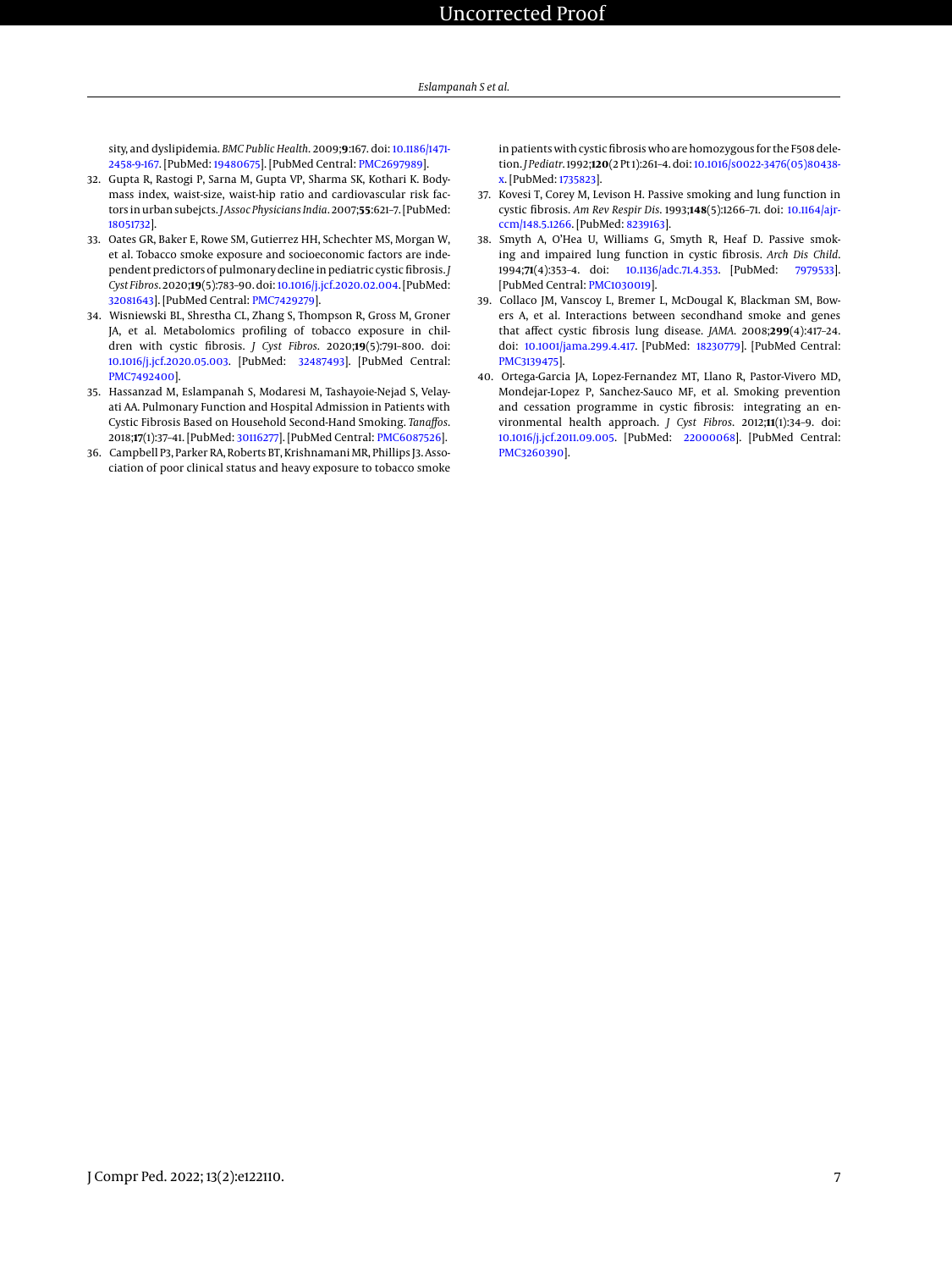sity, and dyslipidemia. *BMC Public Health*. 2009;**9**:167. doi: 10.1186/1471-2458-9-167. [PubMed: 19480675]. [PubMed Central: PMC2697989].

32. Gupta R, Rastogi P, Sarna M, Gupta VP, Sharma SK, Kothari K. Body-mass index, waist-size, waist-hip ratio and cardiovascular risk factors in urban subejcts. *J Assoc Physicians India*. 2007;**55**:621–7. [PubMed: 18051732].
33. Oates GR, Baker E, Rowe SM, Gutierrez HH, Schechter MS, Morgan W, et al. Tobacco smoke exposure and socioeconomic factors are independent predictors of pulmonary decline in pediatric cystic fibrosis. *J Cyst Fibros*. 2020;**19**(5):783–90. doi: 10.1016/j.jcf.2020.02.004. [PubMed: 32081643]. [PubMed Central: PMC7429279].
34. Wisniewski BL, Shrestha CL, Zhang S, Thompson R, Gross M, Groner JA, et al. Metabolomics profiling of tobacco exposure in children with cystic fibrosis. *J Cyst Fibros*. 2020;**19**(5):791–800. doi: 10.1016/j.jcf.2020.05.003. [PubMed: 32487493]. [PubMed Central: PMC7492400].
35. Hassanzad M, Eslampanah S, Modaresi M, Tashayoie-Nejad S, Velayati AA. Pulmonary Function and Hospital Admission in Patients with Cystic Fibrosis Based on Household Second-Hand Smoking. *Tanaffos*. 2018;**17**(1):37–41. [PubMed: 30116277]. [PubMed Central: PMC6087526].
36. Campbell P3, Parker RA, Roberts BT, Krishnamani MR, Phillips J3. Association of poor clinical status and heavy exposure to tobacco smoke in patients with cystic fibrosis who are homozygous for the F508 deletion. *J Pediatr*. 1992;**120**(2 Pt 1):261–4. doi: 10.1016/s0022-3476(05)80438-x. [PubMed: 1735823].
37. Kovesi T, Corey M, Levison H. Passive smoking and lung function in cystic fibrosis. *Am Rev Respir Dis*. 1993;**148**(5):1266–71. doi: 10.1164/ajrccm/148.5.1266. [PubMed: 8239163].
38. Smyth A, O'Hea U, Williams G, Smyth R, Heaf D. Passive smoking and impaired lung function in cystic fibrosis. *Arch Dis Child*. 1994;**71**(4):353–4. doi: 10.1136/adc.71.4.353. [PubMed: 7979533]. [PubMed Central: PMC1030019].
39. Collaco JM, Vanscoy L, Bremer L, McDougal K, Blackman SM, Bowers A, et al. Interactions between secondhand smoke and genes that affect cystic fibrosis lung disease. *JAMA*. 2008;**299**(4):417–24. doi: 10.1001/jama.299.4.417. [PubMed: 18230779]. [PubMed Central: PMC3139475].
40. Ortega-Garcia JA, Lopez-Fernandez MT, Llano R, Pastor-Vivero MD, Mondejar-Lopez P, Sanchez-Sauco MF, et al. Smoking prevention and cessation programme in cystic fibrosis: integrating an environmental health approach. *J Cyst Fibros*. 2012;**11**(1):34–9. doi: 10.1016/j.jcf.2011.09.005. [PubMed: 22000068]. [PubMed Central: PMC3260390].